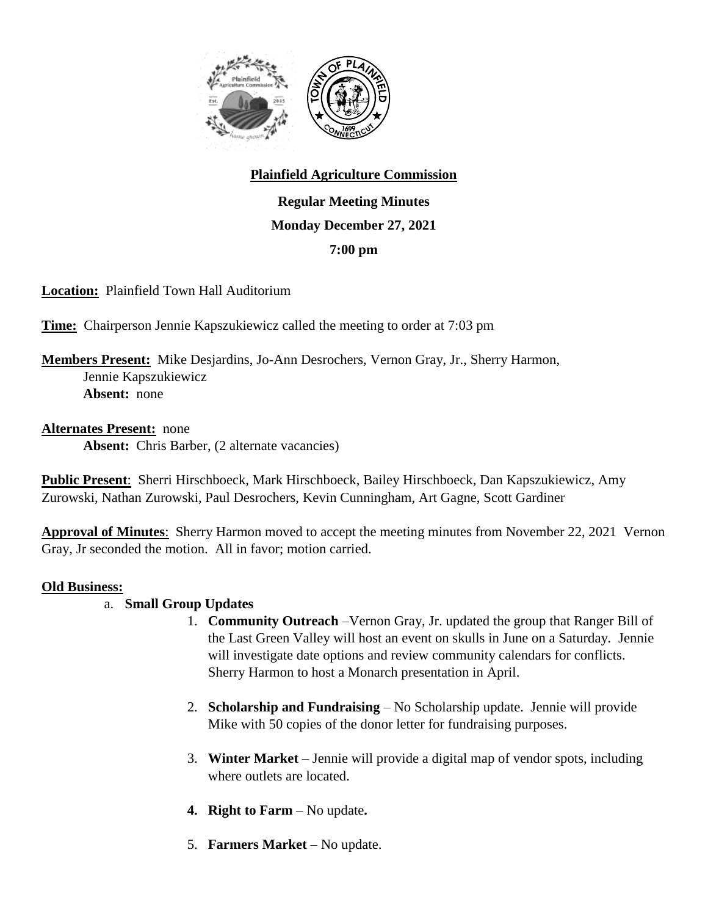**Plainfield Agriculture Commission**

**Regular Meeting Minutes**

**Monday December 27, 2021**

**7:00 pm**

**Location:** Plainfield Town Hall Auditorium

**Time:** Chairperson Jennie Kapszukiewicz called the meeting to order at 7:03 pm

**Members Present:** Mike Desjardins, Jo-Ann Desrochers, Vernon Gray, Jr., Sherry Harmon, Jennie Kapszukiewicz
**Absent:** none

**Alternates Present:** none
**Absent:** Chris Barber, (2 alternate vacancies)

**Public Present**: Sherri Hirschboeck, Mark Hirschboeck, Bailey Hirschboeck, Dan Kapszukiewicz, Amy Zurowski, Nathan Zurowski, Paul Desrochers, Kevin Cunningham, Art Gagne, Scott Gardiner

**Approval of Minutes**: Sherry Harmon moved to accept the meeting minutes from November 22, 2021 Vernon Gray, Jr seconded the motion. All in favor; motion carried.

**Old Business:**

a. **Small Group Updates**

1. **Community Outreach** –Vernon Gray, Jr. updated the group that Ranger Bill of the Last Green Valley will host an event on skulls in June on a Saturday. Jennie will investigate date options and review community calendars for conflicts. Sherry Harmon to host a Monarch presentation in April.

2. **Scholarship and Fundraising** – No Scholarship update. Jennie will provide Mike with 50 copies of the donor letter for fundraising purposes.

3. **Winter Market** – Jennie will provide a digital map of vendor spots, including where outlets are located.

4. **Right to Farm** – No update**.**

5. **Farmers Market** – No update.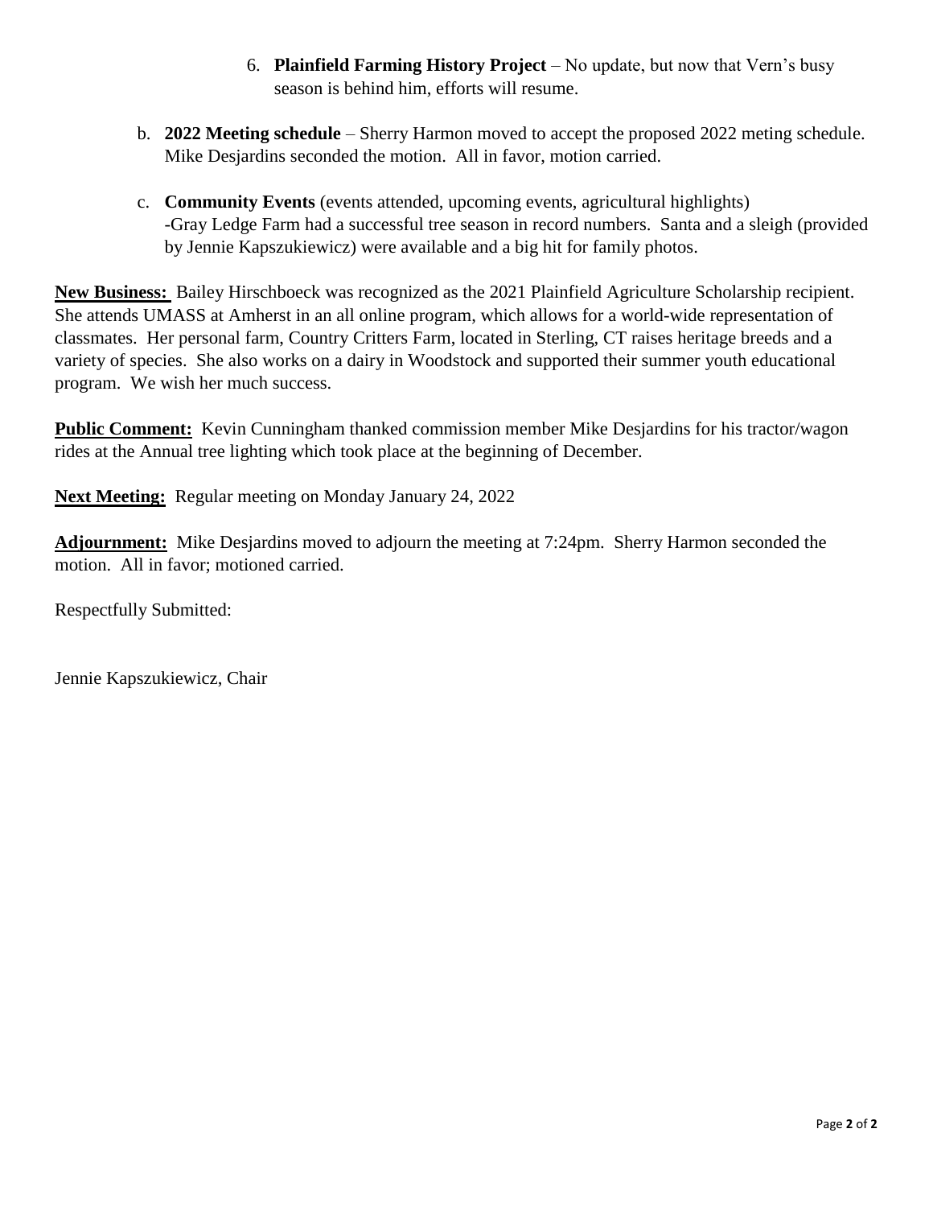6. **Plainfield Farming History Project** – No update, but now that Vern's busy season is behind him, efforts will resume.

b. **2022 Meeting schedule** – Sherry Harmon moved to accept the proposed 2022 meting schedule. Mike Desjardins seconded the motion. All in favor, motion carried.

c. **Community Events** (events attended, upcoming events, agricultural highlights)
-Gray Ledge Farm had a successful tree season in record numbers. Santa and a sleigh (provided by Jennie Kapszukiewicz) were available and a big hit for family photos.

**New Business:** Bailey Hirschboeck was recognized as the 2021 Plainfield Agriculture Scholarship recipient. She attends UMASS at Amherst in an all online program, which allows for a world-wide representation of classmates. Her personal farm, Country Critters Farm, located in Sterling, CT raises heritage breeds and a variety of species. She also works on a dairy in Woodstock and supported their summer youth educational program. We wish her much success.

**Public Comment:** Kevin Cunningham thanked commission member Mike Desjardins for his tractor/wagon rides at the Annual tree lighting which took place at the beginning of December.

**Next Meeting:** Regular meeting on Monday January 24, 2022

**Adjournment:** Mike Desjardins moved to adjourn the meeting at 7:24pm. Sherry Harmon seconded the motion. All in favor; motioned carried.

Respectfully Submitted:

Jennie Kapszukiewicz, Chair